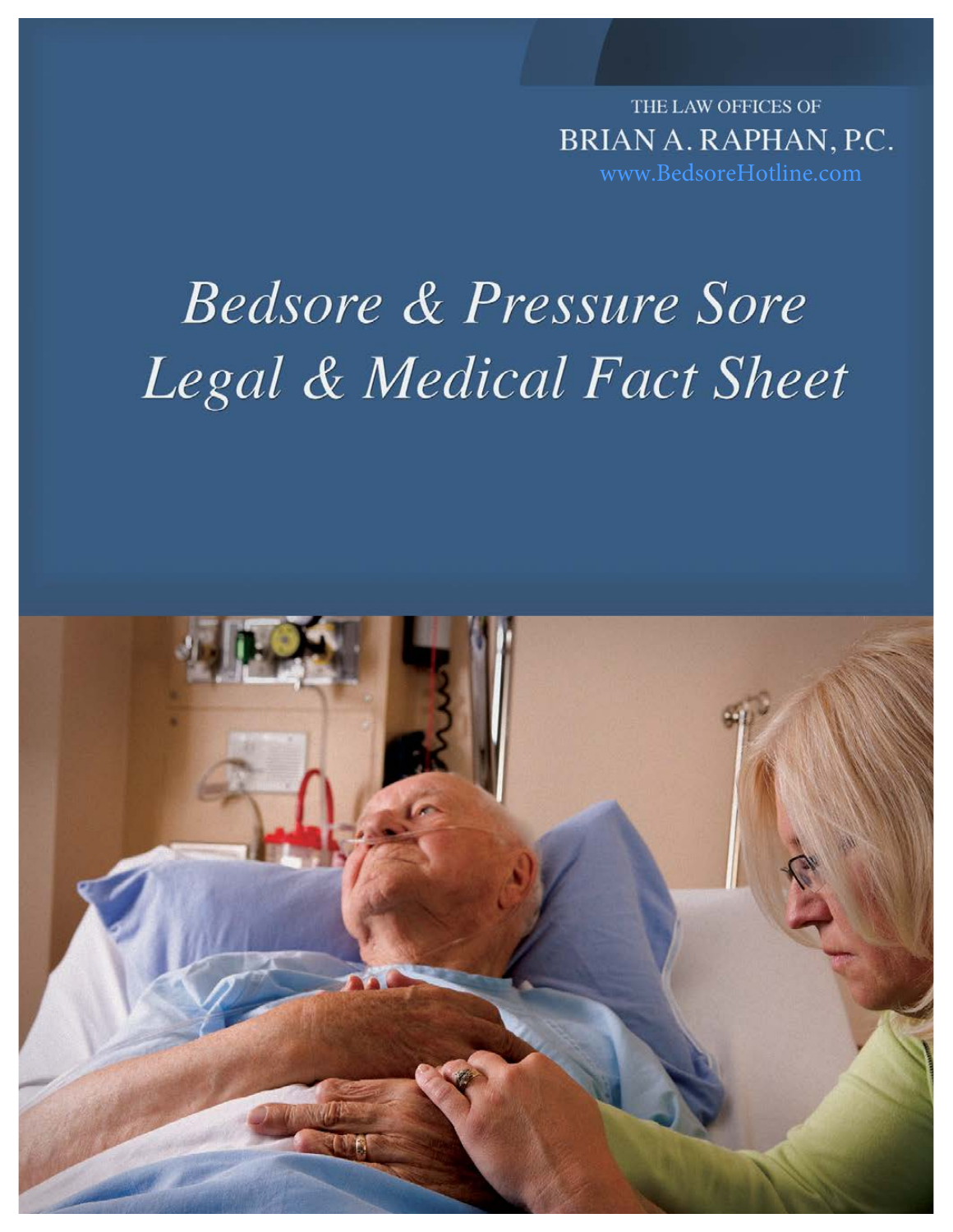THE LAW OFFICES OF

BRIAN A. RAPHAN, P.C.

www.BedsoreHotline.com

# *Bedsore & Pressure Sore Legal & Medical Fact Sheet*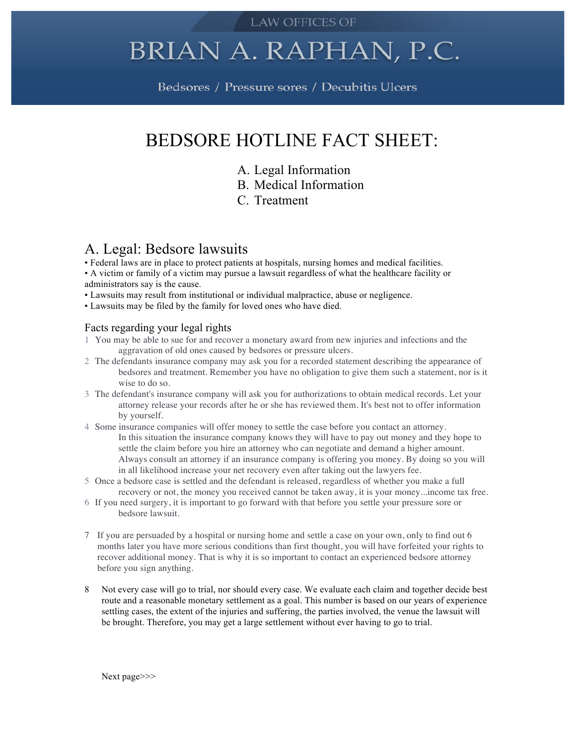LAW OFFICES OF

# BRIAN A. RAPHAN, P.C.

Bedsores / Pressure sores / Decubitis Ulcers

# BEDSORE HOTLINE FACT SHEET:

A. Legal Information
B. Medical Information
C. Treatment

## A. Legal: Bedsore lawsuits

- Federal laws are in place to protect patients at hospitals, nursing homes and medical facilities.
- A victim or family of a victim may pursue a lawsuit regardless of what the healthcare facility or administrators say is the cause.
- Lawsuits may result from institutional or individual malpractice, abuse or negligence.
- Lawsuits may be filed by the family for loved ones who have died.

### Facts regarding your legal rights

1. You may be able to sue for and recover a monetary award from new injuries and infections and the aggravation of old ones caused by bedsores or pressure ulcers.
2. The defendants insurance company may ask you for a recorded statement describing the appearance of bedsores and treatment. Remember you have no obligation to give them such a statement, nor is it wise to do so.
3. The defendant's insurance company will ask you for authorizations to obtain medical records. Let your attorney release your records after he or she has reviewed them. It's best not to offer information by yourself.
4. Some insurance companies will offer money to settle the case before you contact an attorney. In this situation the insurance company knows they will have to pay out money and they hope to settle the claim before you hire an attorney who can negotiate and demand a higher amount. Always consult an attorney if an insurance company is offering you money. By doing so you will in all likelihood increase your net recovery even after taking out the lawyers fee.
5. Once a bedsore case is settled and the defendant is released, regardless of whether you make a full recovery or not, the money you received cannot be taken away, it is your money...income tax free.
6. If you need surgery, it is important to go forward with that before you settle your pressure sore or bedsore lawsuit.
7. If you are persuaded by a hospital or nursing home and settle a case on your own, only to find out 6 months later you have more serious conditions than first thought, you will have forfeited your rights to recover additional money. That is why it is so important to contact an experienced bedsore attorney before you sign anything.
8. Not every case will go to trial, nor should every case. We evaluate each claim and together decide best route and a reasonable monetary settlement as a goal. This number is based on our years of experience settling cases, the extent of the injuries and suffering, the parties involved, the venue the lawsuit will be brought. Therefore, you may get a large settlement without ever having to go to trial.

Next page>>>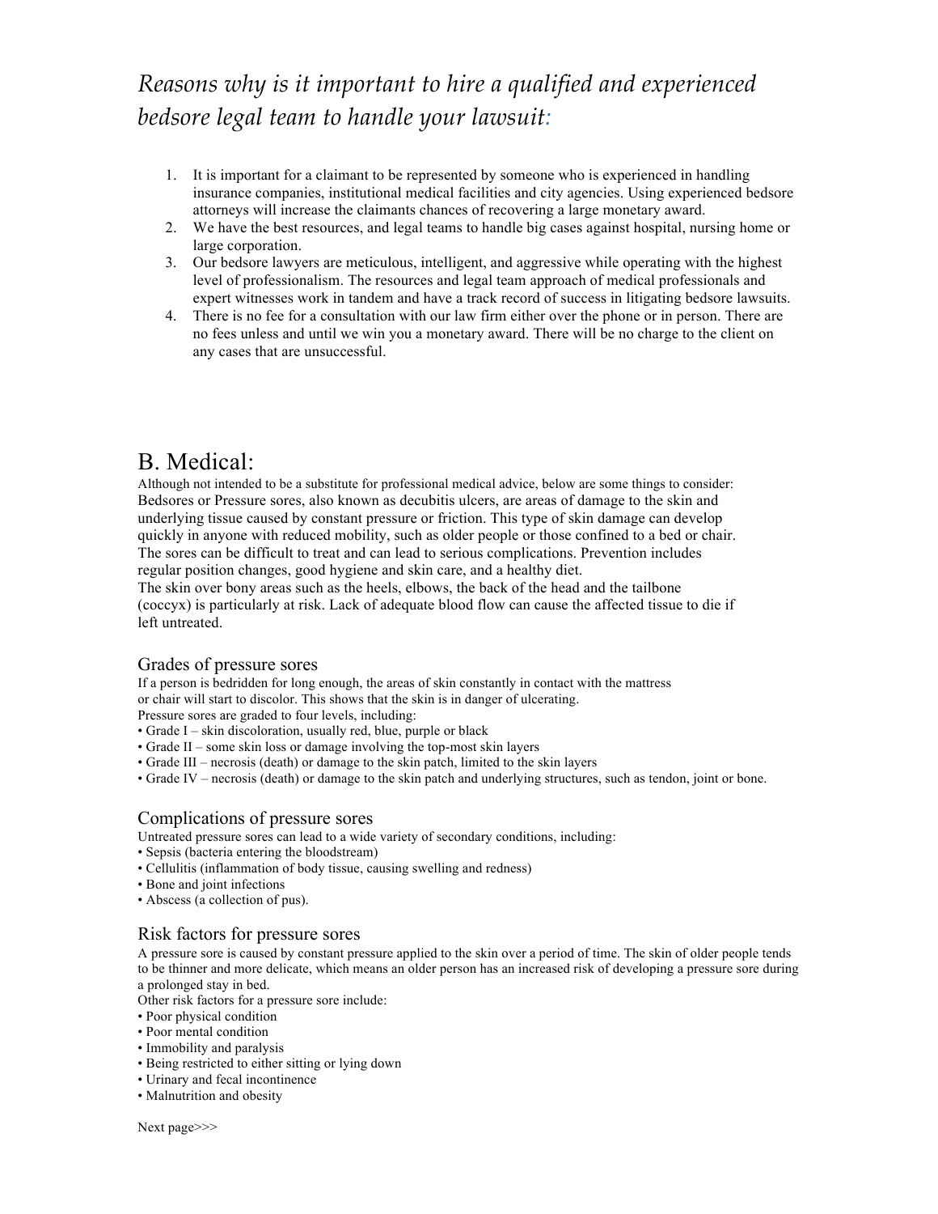*Reasons why is it important to hire a qualified and experienced bedsore legal team to handle your lawsuit:*

1. It is important for a claimant to be represented by someone who is experienced in handling insurance companies, institutional medical facilities and city agencies. Using experienced bedsore attorneys will increase the claimants chances of recovering a large monetary award.
2. We have the best resources, and legal teams to handle big cases against hospital, nursing home or large corporation.
3. Our bedsore lawyers are meticulous, intelligent, and aggressive while operating with the highest level of professionalism. The resources and legal team approach of medical professionals and expert witnesses work in tandem and have a track record of success in litigating bedsore lawsuits.
4. There is no fee for a consultation with our law firm either over the phone or in person. There are no fees unless and until we win you a monetary award. There will be no charge to the client on any cases that are unsuccessful.

## B. Medical:

Although not intended to be a substitute for professional medical advice, below are some things to consider:
Bedsores or Pressure sores, also known as decubitis ulcers, are areas of damage to the skin and underlying tissue caused by constant pressure or friction. This type of skin damage can develop quickly in anyone with reduced mobility, such as older people or those confined to a bed or chair. The sores can be difficult to treat and can lead to serious complications. Prevention includes regular position changes, good hygiene and skin care, and a healthy diet.
The skin over bony areas such as the heels, elbows, the back of the head and the tailbone (coccyx) is particularly at risk. Lack of adequate blood flow can cause the affected tissue to die if left untreated.

### Grades of pressure sores

If a person is bedridden for long enough, the areas of skin constantly in contact with the mattress or chair will start to discolor. This shows that the skin is in danger of ulcerating.
Pressure sores are graded to four levels, including:

- Grade I – skin discoloration, usually red, blue, purple or black
- Grade II – some skin loss or damage involving the top-most skin layers
- Grade III – necrosis (death) or damage to the skin patch, limited to the skin layers
- Grade IV – necrosis (death) or damage to the skin patch and underlying structures, such as tendon, joint or bone.

### Complications of pressure sores

Untreated pressure sores can lead to a wide variety of secondary conditions, including:

- Sepsis (bacteria entering the bloodstream)
- Cellulitis (inflammation of body tissue, causing swelling and redness)
- Bone and joint infections
- Abscess (a collection of pus).

### Risk factors for pressure sores

A pressure sore is caused by constant pressure applied to the skin over a period of time. The skin of older people tends to be thinner and more delicate, which means an older person has an increased risk of developing a pressure sore during a prolonged stay in bed.
Other risk factors for a pressure sore include:

- Poor physical condition
- Poor mental condition
- Immobility and paralysis
- Being restricted to either sitting or lying down
- Urinary and fecal incontinence
- Malnutrition and obesity

Next page>>>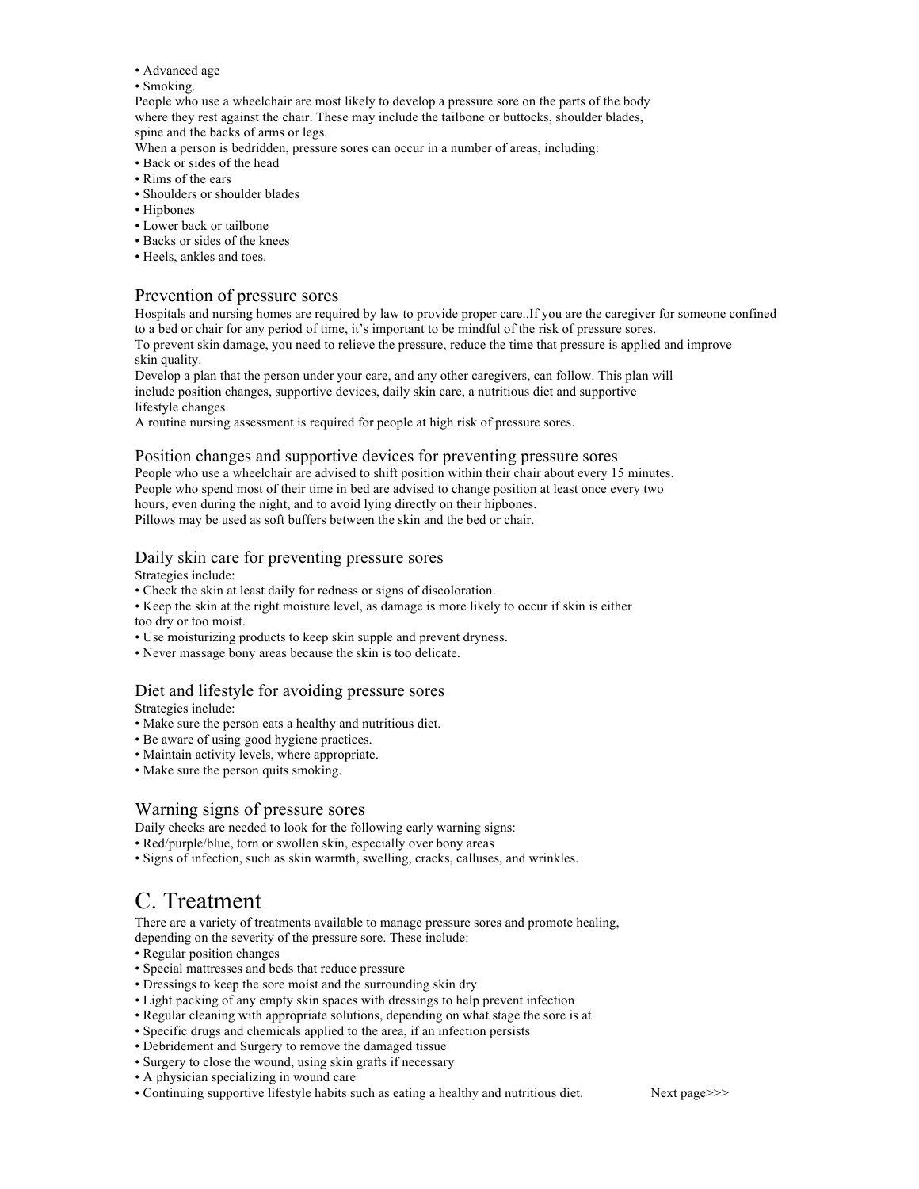- Advanced age
- Smoking.

People who use a wheelchair are most likely to develop a pressure sore on the parts of the body where they rest against the chair. These may include the tailbone or buttocks, shoulder blades, spine and the backs of arms or legs.

When a person is bedridden, pressure sores can occur in a number of areas, including:

- Back or sides of the head
- Rims of the ears
- Shoulders or shoulder blades
- Hipbones
- Lower back or tailbone
- Backs or sides of the knees
- Heels, ankles and toes.

### Prevention of pressure sores

Hospitals and nursing homes are required by law to provide proper care..If you are the caregiver for someone confined to a bed or chair for any period of time, it's important to be mindful of the risk of pressure sores.

To prevent skin damage, you need to relieve the pressure, reduce the time that pressure is applied and improve skin quality.

Develop a plan that the person under your care, and any other caregivers, can follow. This plan will include position changes, supportive devices, daily skin care, a nutritious diet and supportive lifestyle changes.

A routine nursing assessment is required for people at high risk of pressure sores.

### Position changes and supportive devices for preventing pressure sores

People who use a wheelchair are advised to shift position within their chair about every 15 minutes.

People who spend most of their time in bed are advised to change position at least once every two hours, even during the night, and to avoid lying directly on their hipbones.

Pillows may be used as soft buffers between the skin and the bed or chair.

### Daily skin care for preventing pressure sores

Strategies include:

- Check the skin at least daily for redness or signs of discoloration.
- Keep the skin at the right moisture level, as damage is more likely to occur if skin is either too dry or too moist.
- Use moisturizing products to keep skin supple and prevent dryness.
- Never massage bony areas because the skin is too delicate.

### Diet and lifestyle for avoiding pressure sores

Strategies include:

- Make sure the person eats a healthy and nutritious diet.
- Be aware of using good hygiene practices.
- Maintain activity levels, where appropriate.
- Make sure the person quits smoking.

### Warning signs of pressure sores

Daily checks are needed to look for the following early warning signs:

- Red/purple/blue, torn or swollen skin, especially over bony areas
- Signs of infection, such as skin warmth, swelling, cracks, calluses, and wrinkles.

## C. Treatment

There are a variety of treatments available to manage pressure sores and promote healing, depending on the severity of the pressure sore. These include:

- Regular position changes
- Special mattresses and beds that reduce pressure
- Dressings to keep the sore moist and the surrounding skin dry
- Light packing of any empty skin spaces with dressings to help prevent infection
- Regular cleaning with appropriate solutions, depending on what stage the sore is at
- Specific drugs and chemicals applied to the area, if an infection persists
- Debridement and Surgery to remove the damaged tissue
- Surgery to close the wound, using skin grafts if necessary
- A physician specializing in wound care
- Continuing supportive lifestyle habits such as eating a healthy and nutritious diet.

Next page>>>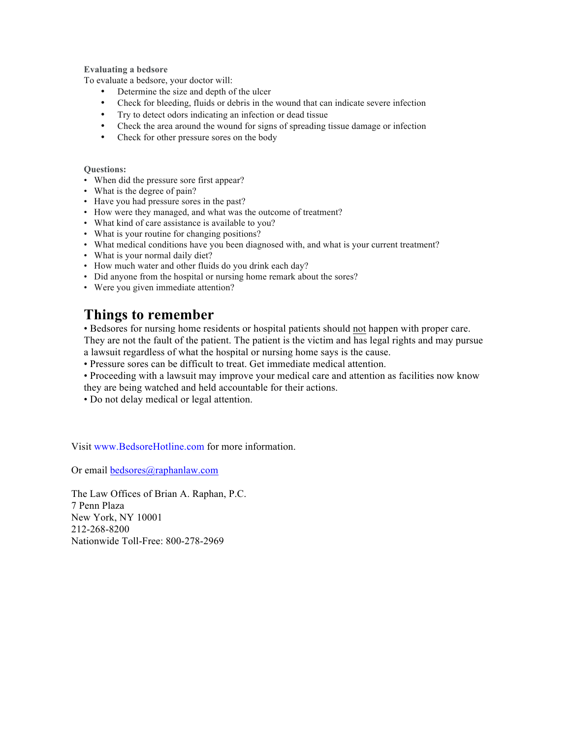**Evaluating a bedsore**

To evaluate a bedsore, your doctor will:

- Determine the size and depth of the ulcer
- Check for bleeding, fluids or debris in the wound that can indicate severe infection
- Try to detect odors indicating an infection or dead tissue
- Check the area around the wound for signs of spreading tissue damage or infection
- Check for other pressure sores on the body

**Questions:**

- When did the pressure sore first appear?
- What is the degree of pain?
- Have you had pressure sores in the past?
- How were they managed, and what was the outcome of treatment?
- What kind of care assistance is available to you?
- What is your routine for changing positions?
- What medical conditions have you been diagnosed with, and what is your current treatment?
- What is your normal daily diet?
- How much water and other fluids do you drink each day?
- Did anyone from the hospital or nursing home remark about the sores?
- Were you given immediate attention?

## Things to remember

• Bedsores for nursing home residents or hospital patients should <u>not</u> happen with proper care. They are not the fault of the patient. The patient is the victim and has legal rights and may pursue a lawsuit regardless of what the hospital or nursing home says is the cause.

• Pressure sores can be difficult to treat. Get immediate medical attention.

• Proceeding with a lawsuit may improve your medical care and attention as facilities now know they are being watched and held accountable for their actions.

• Do not delay medical or legal attention.

Visit www.BedsoreHotline.com for more information.

Or email bedsores@raphanlaw.com

The Law Offices of Brian A. Raphan, P.C.
7 Penn Plaza
New York, NY 10001
212-268-8200
Nationwide Toll-Free: 800-278-2969